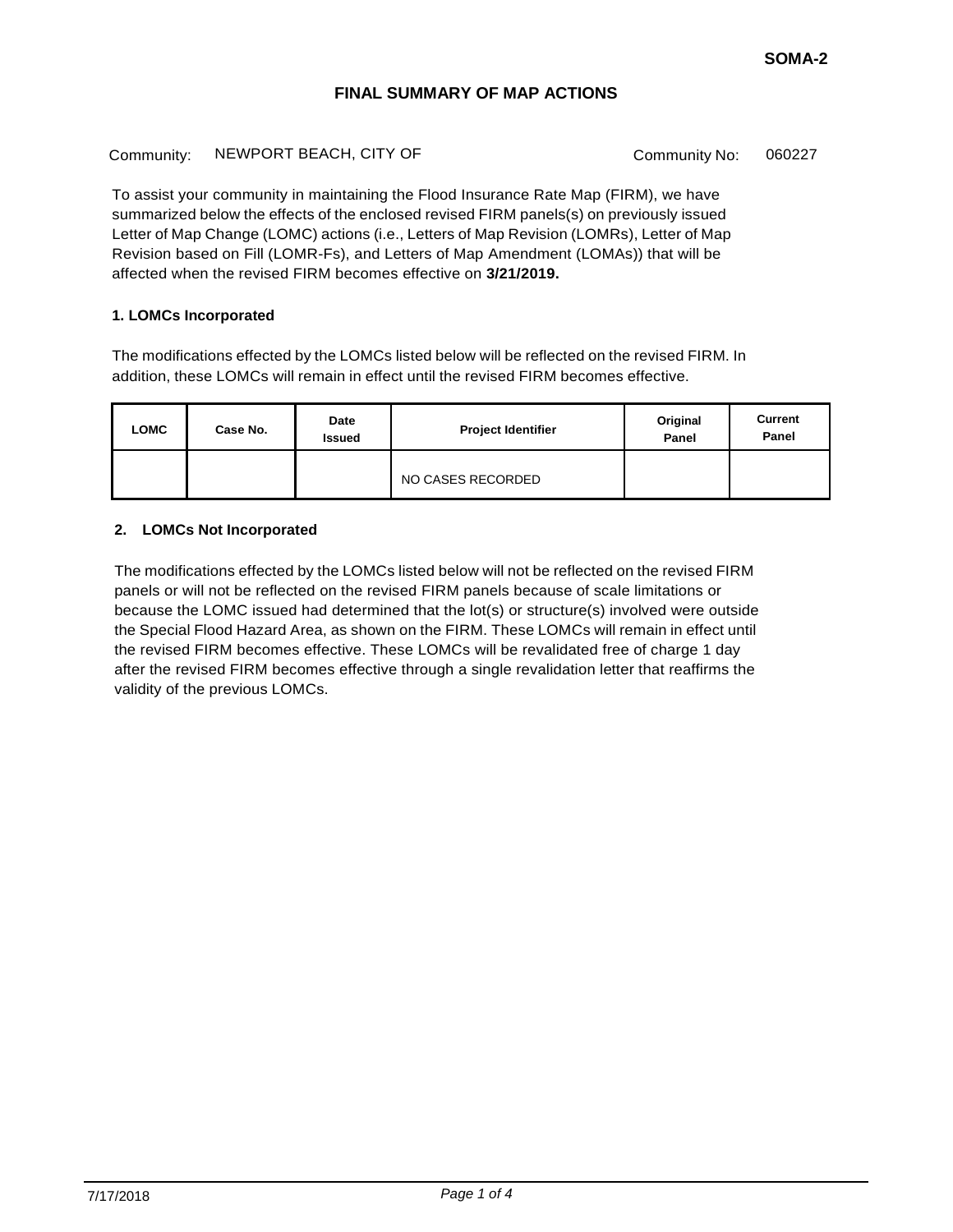SOMA-2

# FINAL SUMMARY OF MAP ACTIONS

Community: NEWPORT BEACH, CITY OF Community No: 060227

To assist your community in maintaining the Flood Insurance Rate Map (FIRM), we have summarized below the effects of the enclosed revised FIRM panels(s) on previously issued Letter of Map Change (LOMC) actions (i.e., Letters of Map Revision (LOMRs), Letter of Map Revision based on Fill (LOMR-Fs), and Letters of Map Amendment (LOMAs)) that will be affected when the revised FIRM becomes effective on **3/21/2019.**

### 1. LOMCs Incorporated

The modifications effected by the LOMCs listed below will be reflected on the revised FIRM. In addition, these LOMCs will remain in effect until the revised FIRM becomes effective.

| LOMC | Case No. | Date Issued | Project Identifier | Original Panel | Current Panel |
|---|---|---|---|---|---|
| | | | NO CASES RECORDED | | |

### 2. LOMCs Not Incorporated

The modifications effected by the LOMCs listed below will not be reflected on the revised FIRM panels or will not be reflected on the revised FIRM panels because of scale limitations or because the LOMC issued had determined that the lot(s) or structure(s) involved were outside the Special Flood Hazard Area, as shown on the FIRM. These LOMCs will remain in effect until the revised FIRM becomes effective. These LOMCs will be revalidated free of charge 1 day after the revised FIRM becomes effective through a single revalidation letter that reaffirms the validity of the previous LOMCs.

7/17/2018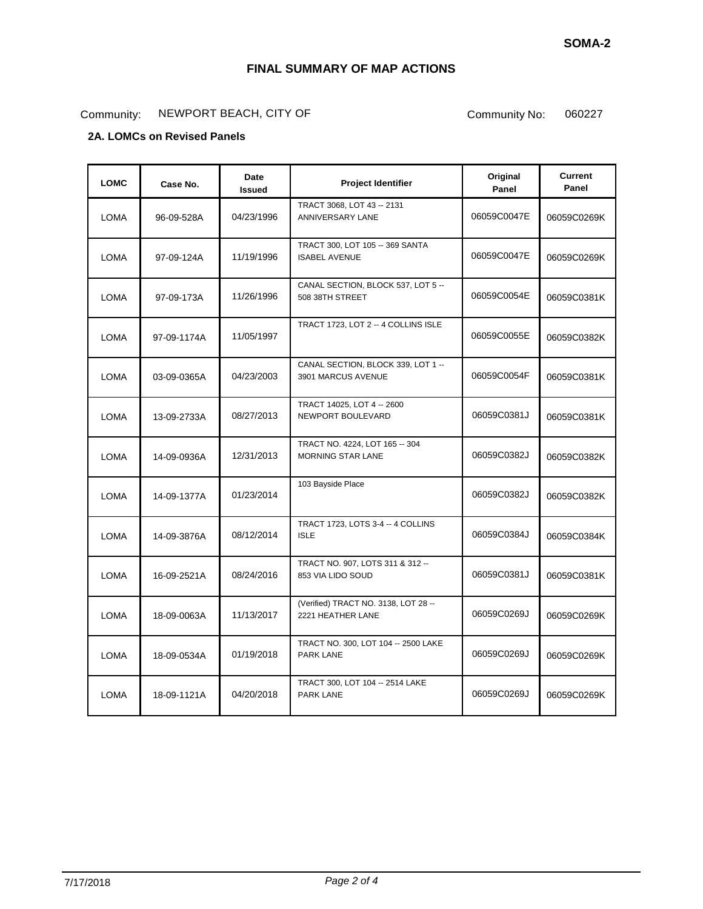SOMA-2

# FINAL SUMMARY OF MAP ACTIONS

Community: NEWPORT BEACH, CITY OF  Community No: 060227

## 2A. LOMCs on Revised Panels

| LOMC | Case No. | Date Issued | Project Identifier | Original Panel | Current Panel |
|---|---|---|---|---|---|
| LOMA | 96-09-528A | 04/23/1996 | TRACT 3068, LOT 43 -- 2131 ANNIVERSARY LANE | 06059C0047E | 06059C0269K |
| LOMA | 97-09-124A | 11/19/1996 | TRACT 300, LOT 105 -- 369 SANTA ISABEL AVENUE | 06059C0047E | 06059C0269K |
| LOMA | 97-09-173A | 11/26/1996 | CANAL SECTION, BLOCK 537, LOT 5 -- 508 38TH STREET | 06059C0054E | 06059C0381K |
| LOMA | 97-09-1174A | 11/05/1997 | TRACT 1723, LOT 2 -- 4 COLLINS ISLE | 06059C0055E | 06059C0382K |
| LOMA | 03-09-0365A | 04/23/2003 | CANAL SECTION, BLOCK 339, LOT 1 -- 3901 MARCUS AVENUE | 06059C0054F | 06059C0381K |
| LOMA | 13-09-2733A | 08/27/2013 | TRACT 14025, LOT 4 -- 2600 NEWPORT BOULEVARD | 06059C0381J | 06059C0381K |
| LOMA | 14-09-0936A | 12/31/2013 | TRACT NO. 4224, LOT 165 -- 304 MORNING STAR LANE | 06059C0382J | 06059C0382K |
| LOMA | 14-09-1377A | 01/23/2014 | 103 Bayside Place | 06059C0382J | 06059C0382K |
| LOMA | 14-09-3876A | 08/12/2014 | TRACT 1723, LOTS 3-4 -- 4 COLLINS ISLE | 06059C0384J | 06059C0384K |
| LOMA | 16-09-2521A | 08/24/2016 | TRACT NO. 907, LOTS 311 & 312 -- 853 VIA LIDO SOUD | 06059C0381J | 06059C0381K |
| LOMA | 18-09-0063A | 11/13/2017 | (Verified) TRACT NO. 3138, LOT 28 -- 2221 HEATHER LANE | 06059C0269J | 06059C0269K |
| LOMA | 18-09-0534A | 01/19/2018 | TRACT NO. 300, LOT 104 -- 2500 LAKE PARK LANE | 06059C0269J | 06059C0269K |
| LOMA | 18-09-1121A | 04/20/2018 | TRACT 300, LOT 104 -- 2514 LAKE PARK LANE | 06059C0269J | 06059C0269K |

7/17/2018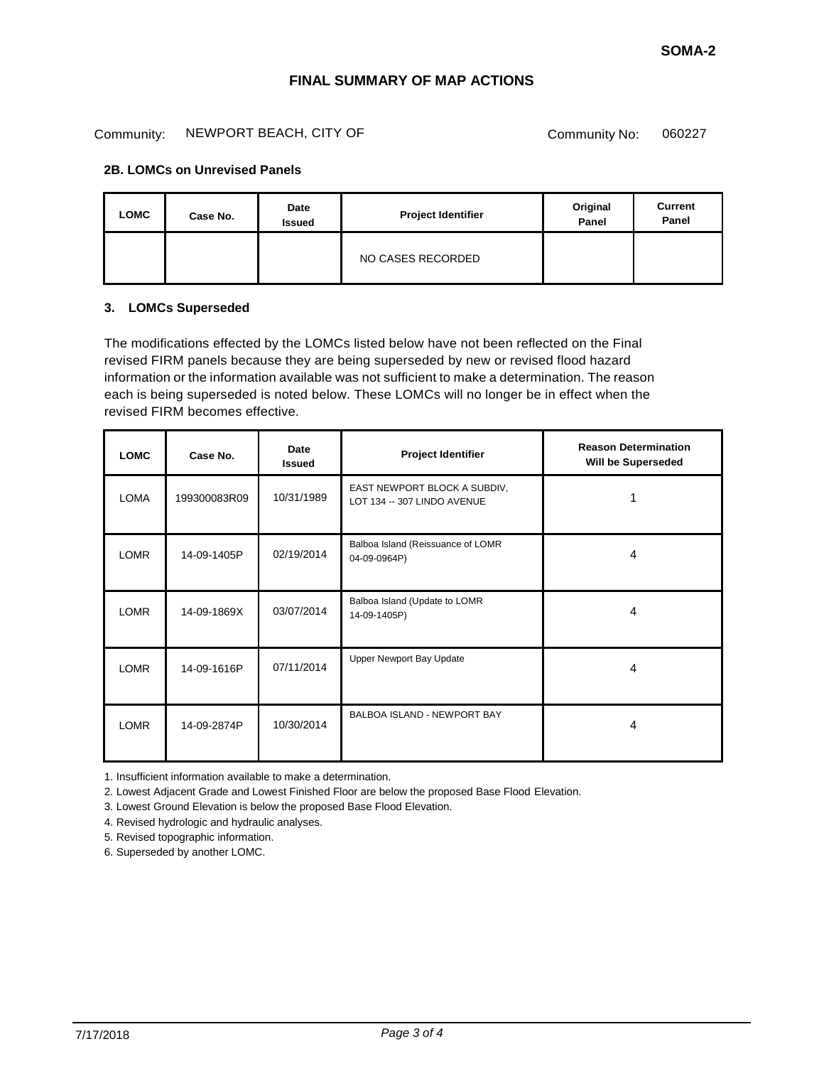SOMA-2

# FINAL SUMMARY OF MAP ACTIONS

Community: NEWPORT BEACH, CITY OF Community No: 060227

### 2B. LOMCs on Unrevised Panels

| LOMC | Case No. | Date Issued | Project Identifier | Original Panel | Current Panel |
|---|---|---|---|---|---|
| | | | NO CASES RECORDED | | |

### 3. LOMCs Superseded

The modifications effected by the LOMCs listed below have not been reflected on the Final revised FIRM panels because they are being superseded by new or revised flood hazard information or the information available was not sufficient to make a determination. The reason each is being superseded is noted below. These LOMCs will no longer be in effect when the revised FIRM becomes effective.

| LOMC | Case No. | Date Issued | Project Identifier | Reason Determination Will be Superseded |
|---|---|---|---|---|
| LOMA | 199300083R09 | 10/31/1989 | EAST NEWPORT BLOCK A SUBDIV, LOT 134 -- 307 LINDO AVENUE | 1 |
| LOMR | 14-09-1405P | 02/19/2014 | Balboa Island (Reissuance of LOMR 04-09-0964P) | 4 |
| LOMR | 14-09-1869X | 03/07/2014 | Balboa Island (Update to LOMR 14-09-1405P) | 4 |
| LOMR | 14-09-1616P | 07/11/2014 | Upper Newport Bay Update | 4 |
| LOMR | 14-09-2874P | 10/30/2014 | BALBOA ISLAND - NEWPORT BAY | 4 |

1. Insufficient information available to make a determination.
2. Lowest Adjacent Grade and Lowest Finished Floor are below the proposed Base Flood Elevation.
3. Lowest Ground Elevation is below the proposed Base Flood Elevation.
4. Revised hydrologic and hydraulic analyses.
5. Revised topographic information.
6. Superseded by another LOMC.

7/17/2018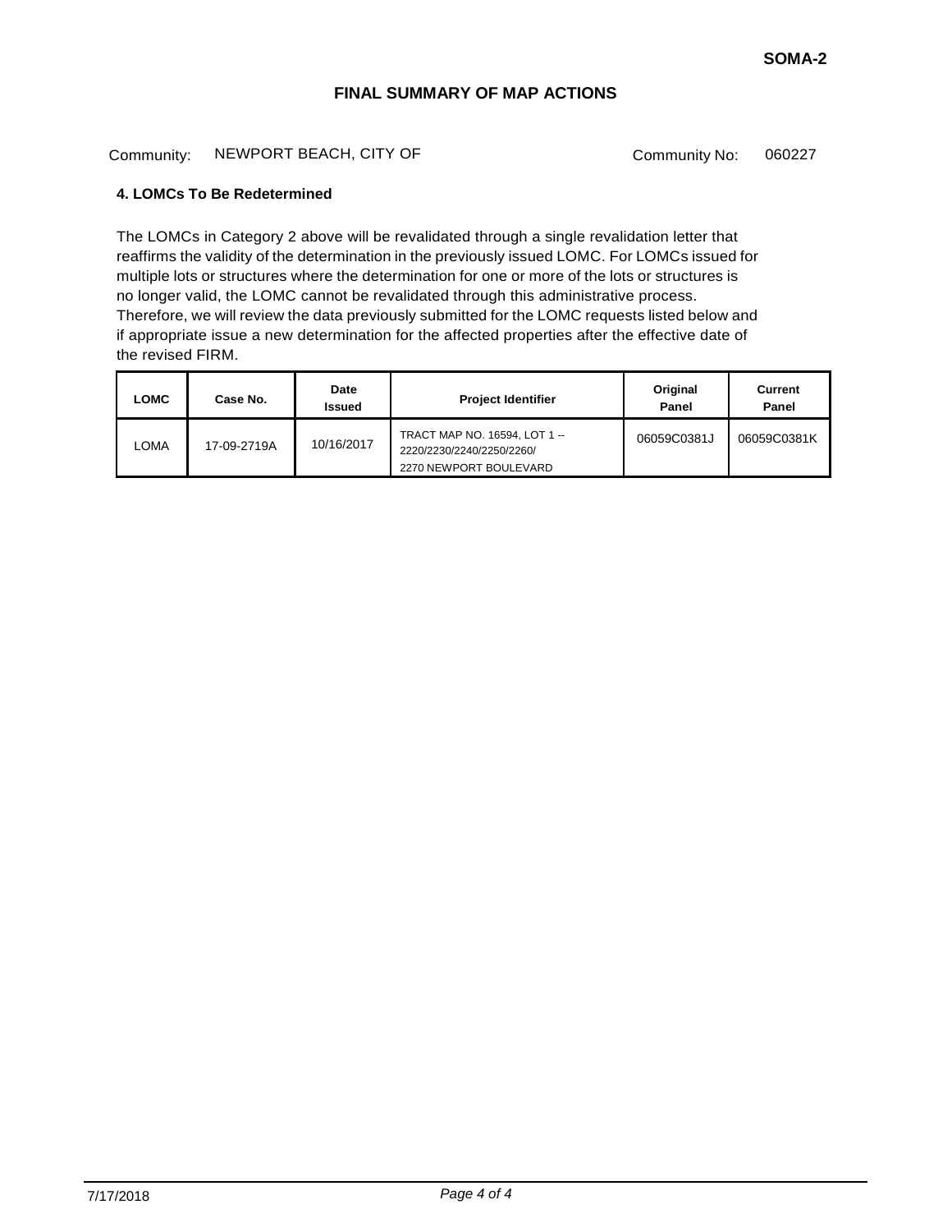**SOMA-2**

**FINAL SUMMARY OF MAP ACTIONS**

Community: NEWPORT BEACH, CITY OF Community No: 060227

**4. LOMCs To Be Redetermined**

The LOMCs in Category 2 above will be revalidated through a single revalidation letter that reaffirms the validity of the determination in the previously issued LOMC. For LOMCs issued for multiple lots or structures where the determination for one or more of the lots or structures is no longer valid, the LOMC cannot be revalidated through this administrative process. Therefore, we will review the data previously submitted for the LOMC requests listed below and if appropriate issue a new determination for the affected properties after the effective date of the revised FIRM.

| LOMC | Case No. | Date Issued | Project Identifier | Original Panel | Current Panel |
|---|---|---|---|---|---|
| LOMA | 17-09-2719A | 10/16/2017 | TRACT MAP NO. 16594, LOT 1 -- 2220/2230/2240/2250/2260/ 2270 NEWPORT BOULEVARD | 06059C0381J | 06059C0381K |

7/17/2018